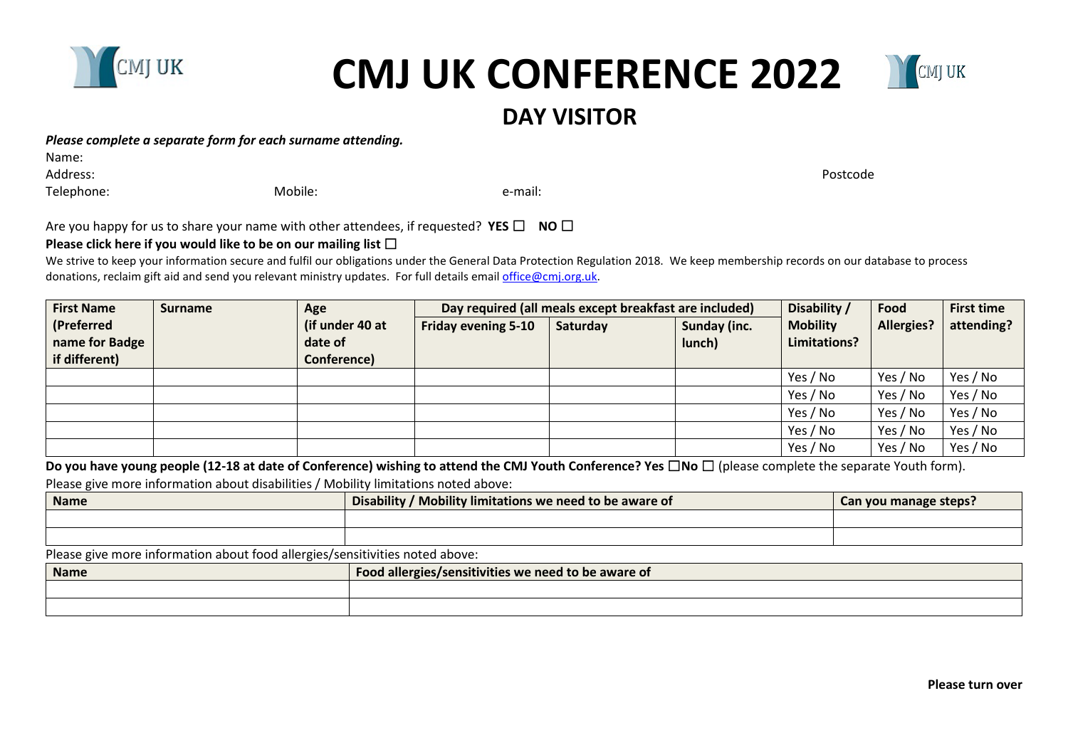# CMJ UK CONFERENCE 2022

## DAY VISITOR

***Please complete a separate form for each surname attending.***

Name:

Address: Postcode

Telephone: Mobile: e-mail:

Are you happy for us to share your name with other attendees, if requested? **YES** ☐ **NO** ☐

**Please click here if you would like to be on our mailing list** ☐

We strive to keep your information secure and fulfil our obligations under the General Data Protection Regulation 2018. We keep membership records on our database to process donations, reclaim gift aid and send you relevant ministry updates. For full details email office@cmj.org.uk.

| **First Name (Preferred name for Badge if different)** | **Surname** | **Age (if under 40 at date of Conference)** | **Day required (all meals except breakfast are included)** | | | **Disability / Mobility Limitations?** | **Food Allergies?** | **First time attending?** |
|---|---|---|---|---|---|---|---|---|
| | | | **Friday evening 5-10** | **Saturday** | **Sunday (inc. lunch)** | | | |
| | | | | | | Yes / No | Yes / No | Yes / No |
| | | | | | | Yes / No | Yes / No | Yes / No |
| | | | | | | Yes / No | Yes / No | Yes / No |
| | | | | | | Yes / No | Yes / No | Yes / No |
| | | | | | | Yes / No | Yes / No | Yes / No |

**Do you have young people (12-18 at date of Conference) wishing to attend the CMJ Youth Conference? Yes** ☐**No** ☐ (please complete the separate Youth form).

Please give more information about disabilities / Mobility limitations noted above:

| **Name** | **Disability / Mobility limitations we need to be aware of** | **Can you manage steps?** |
|---|---|---|
| | | |
| | | |

Please give more information about food allergies/sensitivities noted above:

| **Name** | **Food allergies/sensitivities we need to be aware of** |
|---|---|
| | |
| | |

**Please turn over**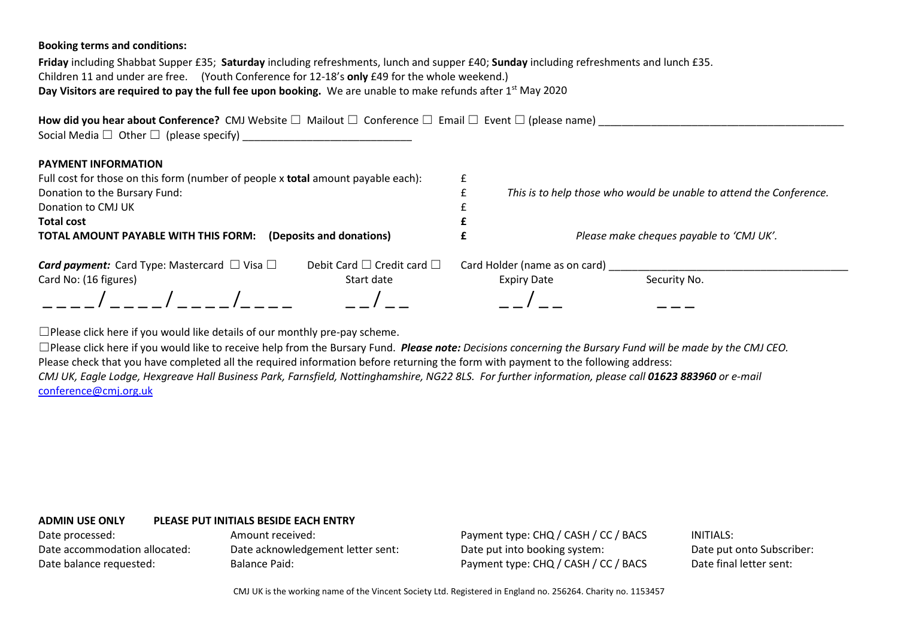**Booking terms and conditions:**

**Friday** including Shabbat Supper £35; **Saturday** including refreshments, lunch and supper £40; **Sunday** including refreshments and lunch £35.
Children 11 and under are free. (Youth Conference for 12-18's **only** £49 for the whole weekend.)
**Day Visitors are required to pay the full fee upon booking.** We are unable to make refunds after 1st May 2020

**How did you hear about Conference?** CMJ Website ☐ Mailout ☐ Conference ☐ Email ☐ Event ☐ (please name) ________________________________________
Social Media ☐ Other ☐ (please specify) ____________________________

**PAYMENT INFORMATION**

| | | |
|---|---|---|
| Full cost for those on this form (number of people x **total** amount payable each): | £ | |
| Donation to the Bursary Fund: | £ | *This is to help those who would be unable to attend the Conference.* |
| Donation to CMJ UK | £ | |
| **Total cost** | **£** | |
| **TOTAL AMOUNT PAYABLE WITH THIS FORM: (Deposits and donations)** | **£** | *Please make cheques payable to 'CMJ UK'.* |

***Card payment:*** Card Type: Mastercard ☐ Visa ☐ Debit Card ☐ Credit card ☐ Card Holder (name as on card) ________________________________________

Card No: (16 figures) _ _ _ _ / _ _ _ _ / _ _ _ _ /_ _ _ _
Start date _ _ / _ _
Expiry Date _ _ / _ _
Security No. _ _ _

☐Please click here if you would like details of our monthly pre-pay scheme.

☐Please click here if you would like to receive help from the Bursary Fund. ***Please note:*** *Decisions concerning the Bursary Fund will be made by the CMJ CEO.*

Please check that you have completed all the required information before returning the form with payment to the following address:
*CMJ UK, Eagle Lodge, Hexgreave Hall Business Park, Farnsfield, Nottinghamshire, NG22 8LS. For further information, please call* ***01623 883960*** *or e-mail* conference@cmj.org.uk

**ADMIN USE ONLY** **PLEASE PUT INITIALS BESIDE EACH ENTRY**

| | | | |
|---|---|---|---|
| Date processed: | Amount received: | Payment type: CHQ / CASH / CC / BACS | INITIALS: |
| Date accommodation allocated: | Date acknowledgement letter sent: | Date put into booking system: | Date put onto Subscriber: |
| Date balance requested: | Balance Paid: | Payment type: CHQ / CASH / CC / BACS | Date final letter sent: |

CMJ UK is the working name of the Vincent Society Ltd. Registered in England no. 256264. Charity no. 1153457